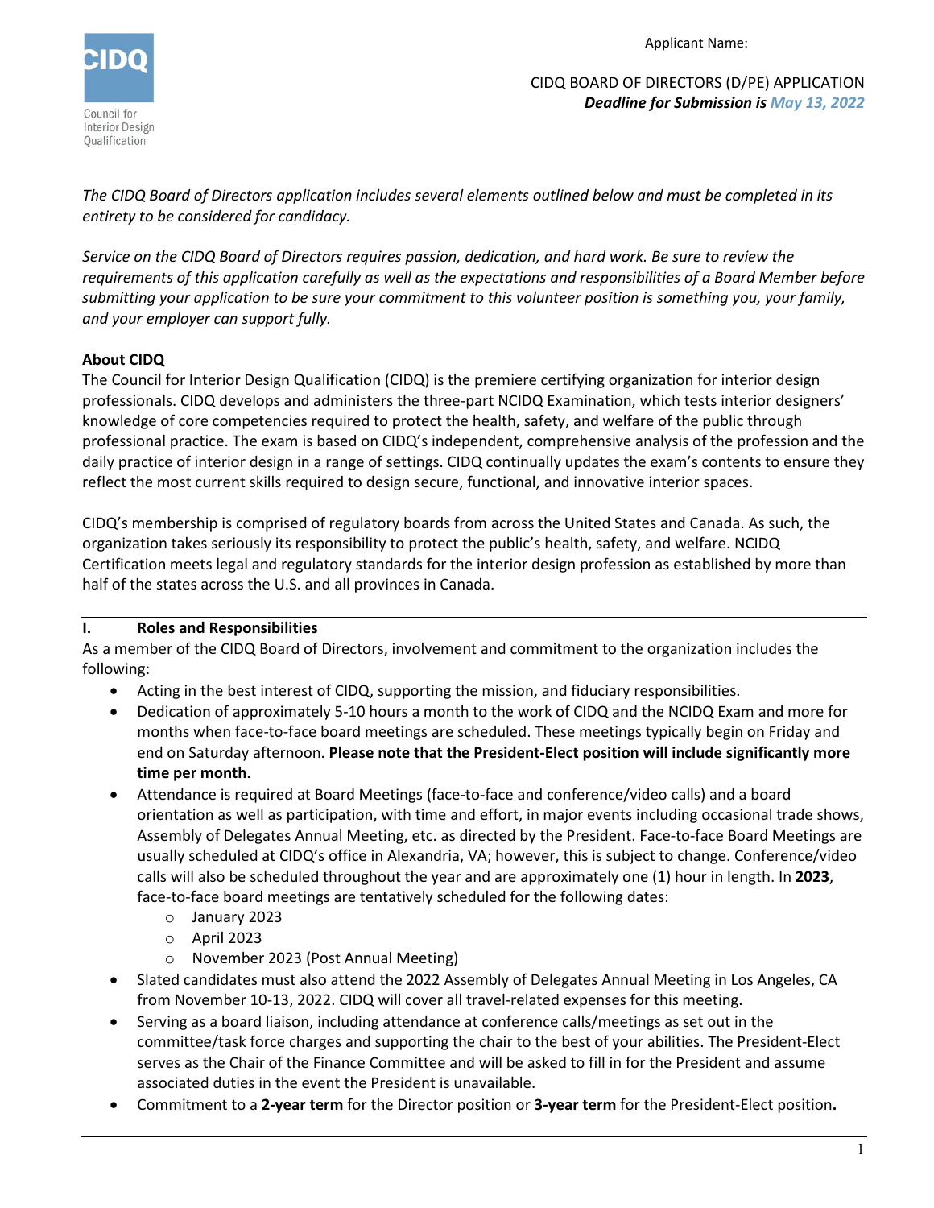Applicant Name:

CIDQ BOARD OF DIRECTORS (D/PE) APPLICATION
***Deadline for Submission is May 13, 2022***

*The CIDQ Board of Directors application includes several elements outlined below and must be completed in its entirety to be considered for candidacy.*

*Service on the CIDQ Board of Directors requires passion, dedication, and hard work. Be sure to review the requirements of this application carefully as well as the expectations and responsibilities of a Board Member before submitting your application to be sure your commitment to this volunteer position is something you, your family, and your employer can support fully.*

**About CIDQ**

The Council for Interior Design Qualification (CIDQ) is the premiere certifying organization for interior design professionals. CIDQ develops and administers the three-part NCIDQ Examination, which tests interior designers' knowledge of core competencies required to protect the health, safety, and welfare of the public through professional practice. The exam is based on CIDQ's independent, comprehensive analysis of the profession and the daily practice of interior design in a range of settings. CIDQ continually updates the exam's contents to ensure they reflect the most current skills required to design secure, functional, and innovative interior spaces.

CIDQ's membership is comprised of regulatory boards from across the United States and Canada. As such, the organization takes seriously its responsibility to protect the public's health, safety, and welfare. NCIDQ Certification meets legal and regulatory standards for the interior design profession as established by more than half of the states across the U.S. and all provinces in Canada.

## I. Roles and Responsibilities

As a member of the CIDQ Board of Directors, involvement and commitment to the organization includes the following:

- Acting in the best interest of CIDQ, supporting the mission, and fiduciary responsibilities.
- Dedication of approximately 5-10 hours a month to the work of CIDQ and the NCIDQ Exam and more for months when face-to-face board meetings are scheduled. These meetings typically begin on Friday and end on Saturday afternoon. **Please note that the President-Elect position will include significantly more time per month.**
- Attendance is required at Board Meetings (face-to-face and conference/video calls) and a board orientation as well as participation, with time and effort, in major events including occasional trade shows, Assembly of Delegates Annual Meeting, etc. as directed by the President. Face-to-face Board Meetings are usually scheduled at CIDQ's office in Alexandria, VA; however, this is subject to change. Conference/video calls will also be scheduled throughout the year and are approximately one (1) hour in length. In **2023**, face-to-face board meetings are tentatively scheduled for the following dates:
  - January 2023
  - April 2023
  - November 2023 (Post Annual Meeting)
- Slated candidates must also attend the 2022 Assembly of Delegates Annual Meeting in Los Angeles, CA from November 10-13, 2022. CIDQ will cover all travel-related expenses for this meeting.
- Serving as a board liaison, including attendance at conference calls/meetings as set out in the committee/task force charges and supporting the chair to the best of your abilities. The President-Elect serves as the Chair of the Finance Committee and will be asked to fill in for the President and assume associated duties in the event the President is unavailable.
- Commitment to a **2-year term** for the Director position or **3-year term** for the President-Elect position**.**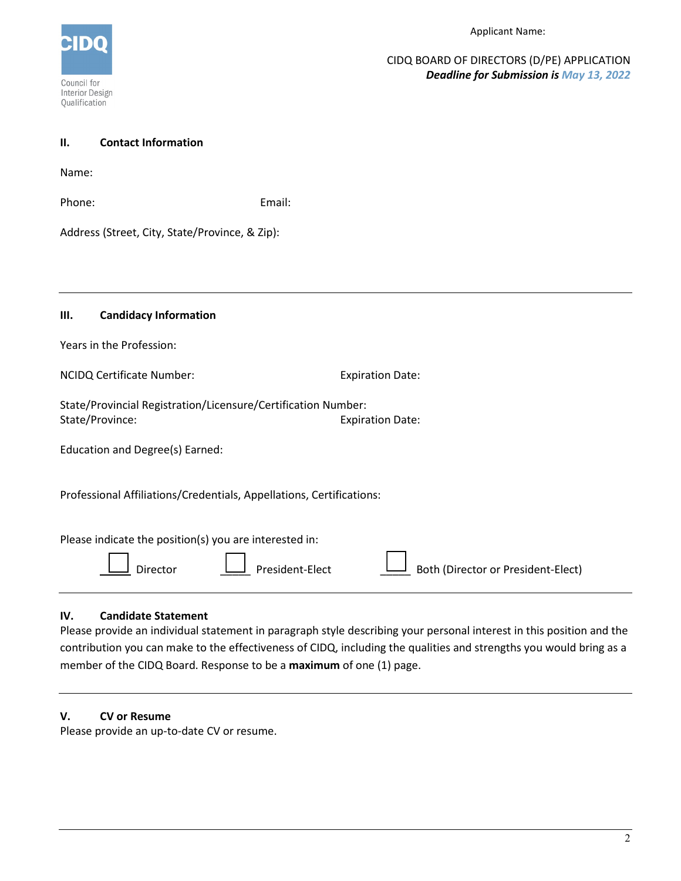Applicant Name:

CIDQ BOARD OF DIRECTORS (D/PE) APPLICATION
***Deadline for Submission is May 13, 2022***

## II. Contact Information

Name:

Phone: Email:

Address (Street, City, State/Province, & Zip):

---

## III. Candidacy Information

Years in the Profession:

NCIDQ Certificate Number: Expiration Date:

State/Provincial Registration/Licensure/Certification Number:
State/Province: Expiration Date:

Education and Degree(s) Earned:

Professional Affiliations/Credentials, Appellations, Certifications:

Please indicate the position(s) you are interested in:

☐ Director ☐ President-Elect ☐ Both (Director or President-Elect)

---

## IV. Candidate Statement

Please provide an individual statement in paragraph style describing your personal interest in this position and the contribution you can make to the effectiveness of CIDQ, including the qualities and strengths you would bring as a member of the CIDQ Board. Response to be a **maximum** of one (1) page.

---

## V. CV or Resume

Please provide an up-to-date CV or resume.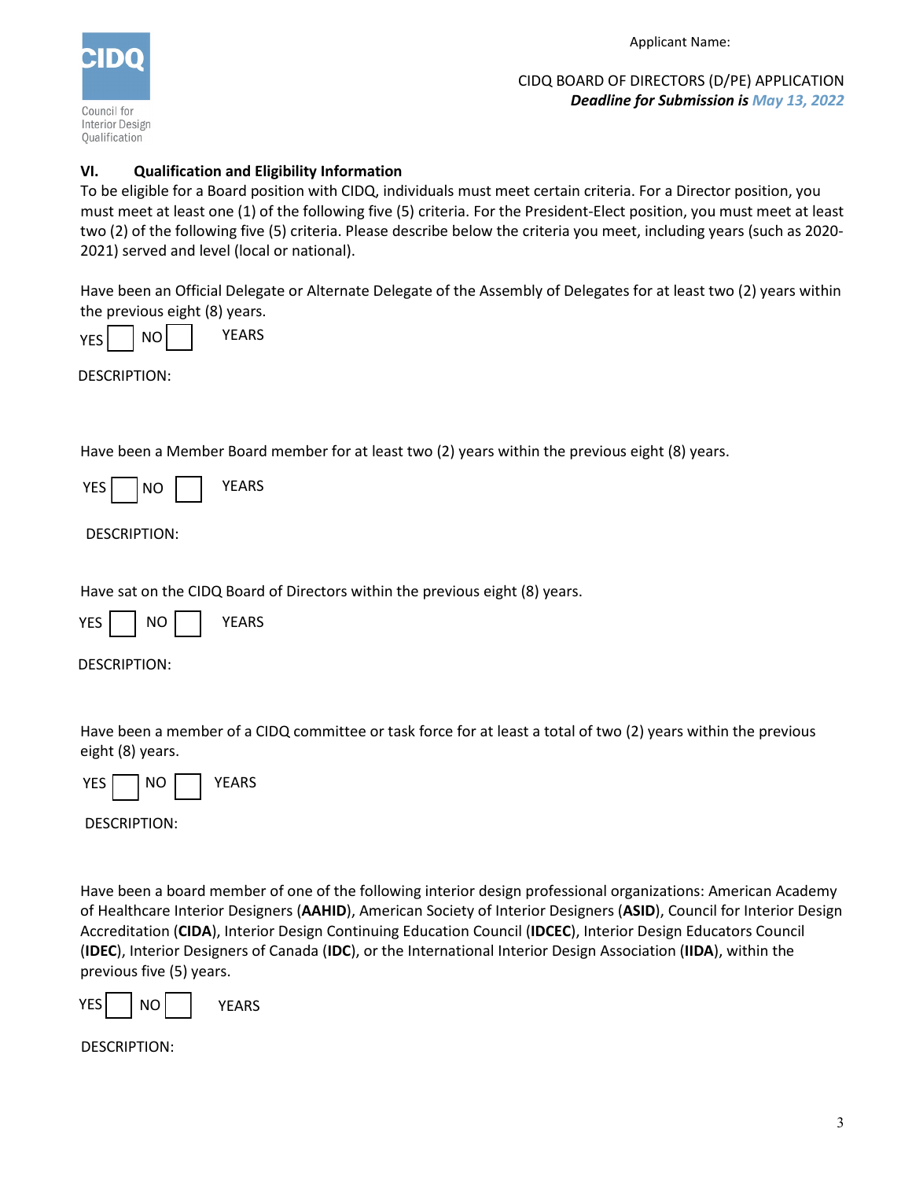Applicant Name:

CIDQ BOARD OF DIRECTORS (D/PE) APPLICATION
***Deadline for Submission is May 13, 2022***

## VI. Qualification and Eligibility Information

To be eligible for a Board position with CIDQ, individuals must meet certain criteria. For a Director position, you must meet at least one (1) of the following five (5) criteria. For the President-Elect position, you must meet at least two (2) of the following five (5) criteria. Please describe below the criteria you meet, including years (such as 2020-2021) served and level (local or national).

Have been an Official Delegate or Alternate Delegate of the Assembly of Delegates for at least two (2) years within the previous eight (8) years.

YES ☐ NO ☐ YEARS

DESCRIPTION:

Have been a Member Board member for at least two (2) years within the previous eight (8) years.

YES ☐ NO ☐ YEARS

DESCRIPTION:

Have sat on the CIDQ Board of Directors within the previous eight (8) years.

YES ☐ NO ☐ YEARS

DESCRIPTION:

Have been a member of a CIDQ committee or task force for at least a total of two (2) years within the previous eight (8) years.

YES ☐ NO ☐ YEARS

DESCRIPTION:

Have been a board member of one of the following interior design professional organizations: American Academy of Healthcare Interior Designers (**AAHID**), American Society of Interior Designers (**ASID**), Council for Interior Design Accreditation (**CIDA**), Interior Design Continuing Education Council (**IDCEC**), Interior Design Educators Council (**IDEC**), Interior Designers of Canada (**IDC**), or the International Interior Design Association (**IIDA**), within the previous five (5) years.

YES ☐ NO ☐ YEARS

DESCRIPTION: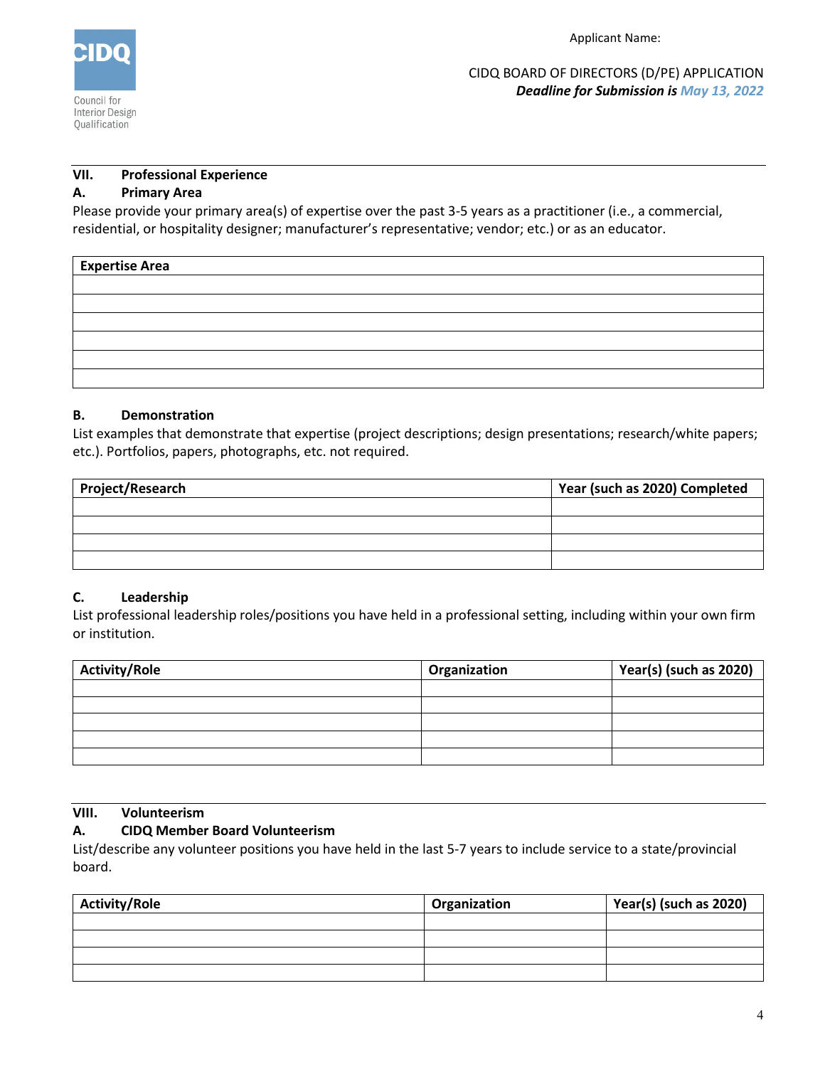Applicant Name:

CIDQ BOARD OF DIRECTORS (D/PE) APPLICATION
***Deadline for Submission is May 13, 2022***

## VII. Professional Experience

### A. Primary Area

Please provide your primary area(s) of expertise over the past 3-5 years as a practitioner (i.e., a commercial, residential, or hospitality designer; manufacturer's representative; vendor; etc.) or as an educator.

| Expertise Area |
| --- |
| |
| |
| |
| |
| |
| |

### B. Demonstration

List examples that demonstrate that expertise (project descriptions; design presentations; research/white papers; etc.). Portfolios, papers, photographs, etc. not required.

| Project/Research | Year (such as 2020) Completed |
| --- | --- |
| | |
| | |
| | |
| | |

### C. Leadership

List professional leadership roles/positions you have held in a professional setting, including within your own firm or institution.

| Activity/Role | Organization | Year(s) (such as 2020) |
| --- | --- | --- |
| | | |
| | | |
| | | |
| | | |
| | | |

## VIII. Volunteerism

### A. CIDQ Member Board Volunteerism

List/describe any volunteer positions you have held in the last 5-7 years to include service to a state/provincial board.

| Activity/Role | Organization | Year(s) (such as 2020) |
| --- | --- | --- |
| | | |
| | | |
| | | |
| | | |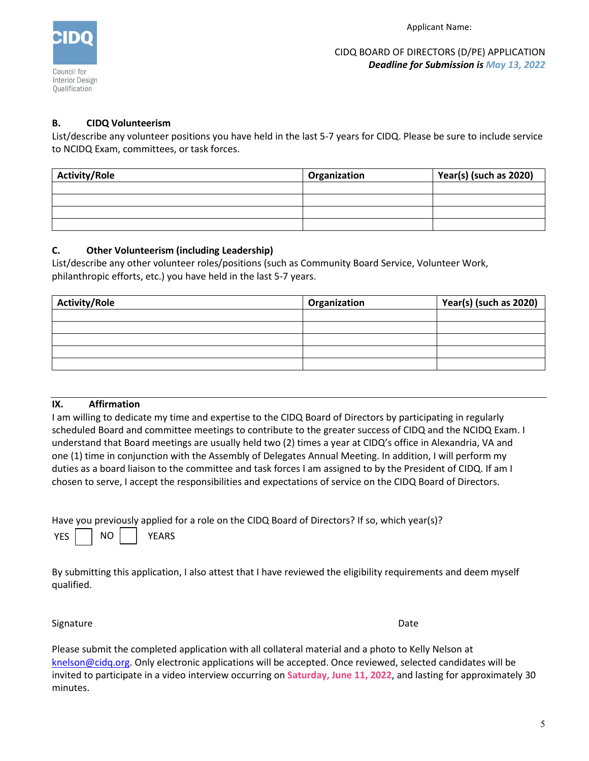Applicant Name:

CIDQ BOARD OF DIRECTORS (D/PE) APPLICATION
***Deadline for Submission is May 13, 2022***

**B. CIDQ Volunteerism**

List/describe any volunteer positions you have held in the last 5-7 years for CIDQ. Please be sure to include service to NCIDQ Exam, committees, or task forces.

| Activity/Role | Organization | Year(s) (such as 2020) |
|---|---|---|
| | | |
| | | |
| | | |
| | | |

**C. Other Volunteerism (including Leadership)**

List/describe any other volunteer roles/positions (such as Community Board Service, Volunteer Work, philanthropic efforts, etc.) you have held in the last 5-7 years.

| Activity/Role | Organization | Year(s) (such as 2020) |
|---|---|---|
| | | |
| | | |
| | | |
| | | |
| | | |

## IX. Affirmation

I am willing to dedicate my time and expertise to the CIDQ Board of Directors by participating in regularly scheduled Board and committee meetings to contribute to the greater success of CIDQ and the NCIDQ Exam. I understand that Board meetings are usually held two (2) times a year at CIDQ's office in Alexandria, VA and one (1) time in conjunction with the Assembly of Delegates Annual Meeting. In addition, I will perform my duties as a board liaison to the committee and task forces I am assigned to by the President of CIDQ. If am I chosen to serve, I accept the responsibilities and expectations of service on the CIDQ Board of Directors.

Have you previously applied for a role on the CIDQ Board of Directors? If so, which year(s)?

YES ☐ NO ☐ YEARS

By submitting this application, I also attest that I have reviewed the eligibility requirements and deem myself qualified.

Signature Date

Please submit the completed application with all collateral material and a photo to Kelly Nelson at knelson@cidq.org. Only electronic applications will be accepted. Once reviewed, selected candidates will be invited to participate in a video interview occurring on **Saturday, June 11, 2022**, and lasting for approximately 30 minutes.